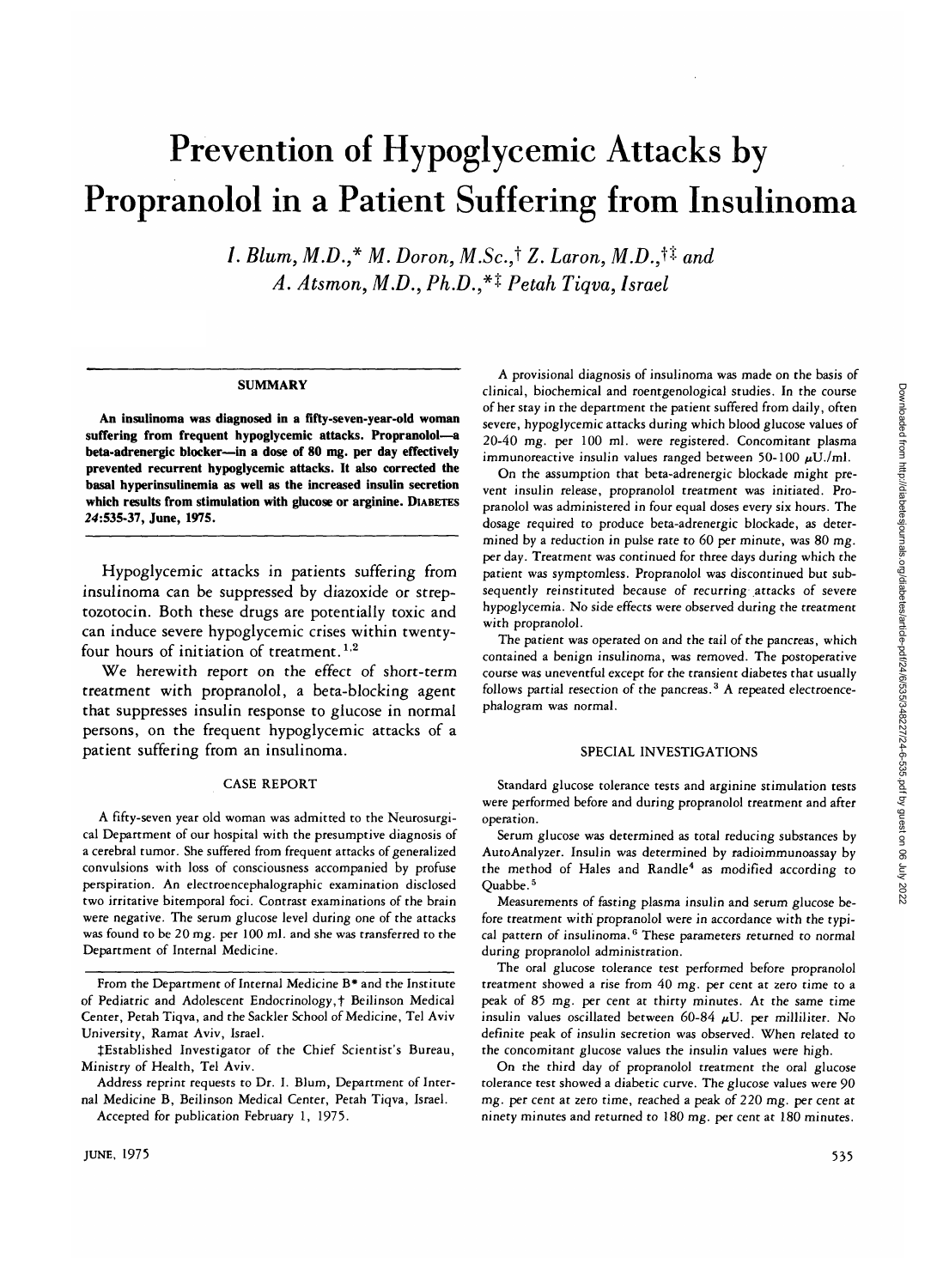# Prevention of Hypoglycemic Attacks by Propranolol in a Patient Suffering from Insulinoma

*I. Blum, M.D.,\* M. Doron, M.Sc.,† Z. Laron, M.D.,†‡ and A. Atsmon, M.D., Ph.D.,\*‡ Petah Tiqva, Israel*

## SUMMARY

**An insulinoma was diagnosed in a fifty-seven-year-old woman suffering from frequent hypoglycemic attacks. Propranolol—a beta-adrenergic blocker—in a dose of 80 mg. per day effectively prevented recurrent hypoglycemic attacks. It also corrected the basal hyperinsulinemia as well as the increased insulin secretion which results from stimulation with glucose or arginine.** DIABETES **24:535-37, June, 1975.**

Hypoglycemic attacks in patients suffering from insulinoma can be suppressed by diazoxide or streptozotocin. Both these drugs are potentially toxic and can induce severe hypoglycemic crises within twenty-four hours of initiation of treatment.[1,2]

We herewith report on the effect of short-term treatment with propranolol, a beta-blocking agent that suppresses insulin response to glucose in normal persons, on the frequent hypoglycemic attacks of a patient suffering from an insulinoma.

## CASE REPORT

A fifty-seven year old woman was admitted to the Neurosurgical Department of our hospital with the presumptive diagnosis of a cerebral tumor. She suffered from frequent attacks of generalized convulsions with loss of consciousness accompanied by profuse perspiration. An electroencephalographic examination disclosed two irritative bitemporal foci. Contrast examinations of the brain were negative. The serum glucose level during one of the attacks was found to be 20 mg. per 100 ml. and she was transferred to the Department of Internal Medicine.

From the Department of Internal Medicine B\* and the Institute of Pediatric and Adolescent Endocrinology,† Beilinson Medical Center, Petah Tiqva, and the Sackler School of Medicine, Tel Aviv University, Ramat Aviv, Israel.

‡Established Investigator of the Chief Scientist's Bureau, Ministry of Health, Tel Aviv.

Address reprint requests to Dr. I. Blum, Department of Internal Medicine B, Beilinson Medical Center, Petah Tiqva, Israel.

Accepted for publication February 1, 1975.

A provisional diagnosis of insulinoma was made on the basis of clinical, biochemical and roentgenological studies. In the course of her stay in the department the patient suffered from daily, often severe, hypoglycemic attacks during which blood glucose values of 20-40 mg. per 100 ml. were registered. Concomitant plasma immunoreactive insulin values ranged between 50-100 $\mu$U./ml.

On the assumption that beta-adrenergic blockade might prevent insulin release, propranolol treatment was initiated. Propranolol was administered in four equal doses every six hours. The dosage required to produce beta-adrenergic blockade, as determined by a reduction in pulse rate to 60 per minute, was 80 mg. per day. Treatment was continued for three days during which the patient was symptomless. Propranolol was discontinued but subsequently reinstituted because of recurring attacks of severe hypoglycemia. No side effects were observed during the treatment with propranolol.

The patient was operated on and the tail of the pancreas, which contained a benign insulinoma, was removed. The postoperative course was uneventful except for the transient diabetes that usually follows partial resection of the pancreas.[3] A repeated electroencephalogram was normal.

## SPECIAL INVESTIGATIONS

Standard glucose tolerance tests and arginine stimulation tests were performed before and during propranolol treatment and after operation.

Serum glucose was determined as total reducing substances by AutoAnalyzer. Insulin was determined by radioimmunoassay by the method of Hales and Randle[4] as modified according to Quabbe.[5]

Measurements of fasting plasma insulin and serum glucose before treatment with propranolol were in accordance with the typical pattern of insulinoma.[6] These parameters returned to normal during propranolol administration.

The oral glucose tolerance test performed before propranolol treatment showed a rise from 40 mg. per cent at zero time to a peak of 85 mg. per cent at thirty minutes. At the same time insulin values oscillated between 60-84 $\mu$U. per milliliter. No definite peak of insulin secretion was observed. When related to the concomitant glucose values the insulin values were high.

On the third day of propranolol treatment the oral glucose tolerance test showed a diabetic curve. The glucose values were 90 mg. per cent at zero time, reached a peak of 220 mg. per cent at ninety minutes and returned to 180 mg. per cent at 180 minutes.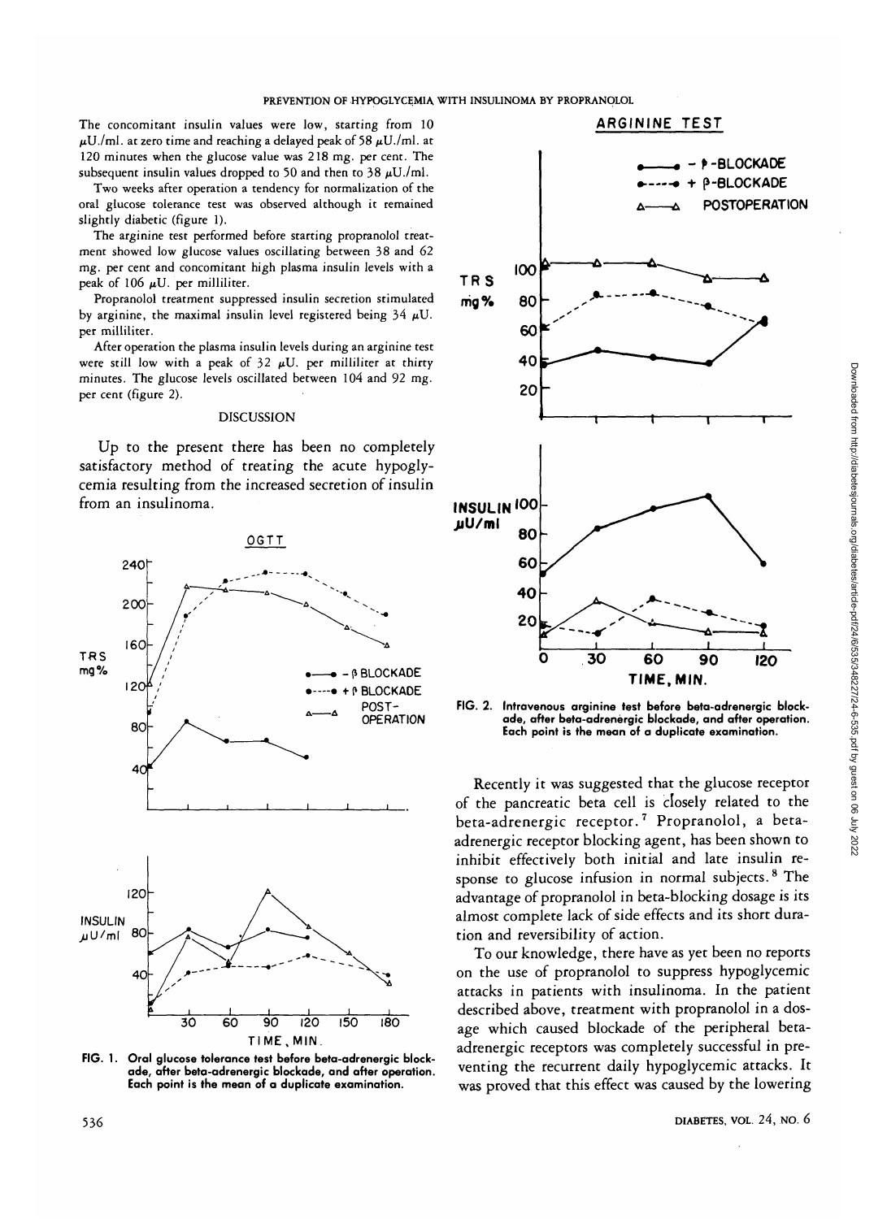The concomitant insulin values were low, starting from 10 $\mu$U./ml. at zero time and reaching a delayed peak of 58 $\mu$U./ml. at 120 minutes when the glucose value was 218 mg. per cent. The subsequent insulin values dropped to 50 and then to 38 $\mu$U./ml.

Two weeks after operation a tendency for normalization of the oral glucose tolerance test was observed although it remained slightly diabetic (figure 1).

The arginine test performed before starting propranolol treatment showed low glucose values oscillating between 38 and 62 mg. per cent and concomitant high plasma insulin levels with a peak of 106 $\mu$U. per milliliter.

Propranolol treatment suppressed insulin secretion stimulated by arginine, the maximal insulin level registered being 34 $\mu$U. per milliliter.

After operation the plasma insulin levels during an arginine test were still low with a peak of 32 $\mu$U. per milliliter at thirty minutes. The glucose levels oscillated between 104 and 92 mg. per cent (figure 2).

## DISCUSSION

Up to the present there has been no completely satisfactory method of treating the acute hypoglycemia resulting from the increased secretion of insulin from an insulinoma.

FIG. 1. Oral glucose tolerance test before beta-adrenergic blockade, after beta-adrenergic blockade, and after operation. Each point is the mean of a duplicate examination.

FIG. 2. Intravenous arginine test before beta-adrenergic blockade, after beta-adrenergic blockade, and after operation. Each point is the mean of a duplicate examination.

Recently it was suggested that the glucose receptor of the pancreatic beta cell is closely related to the beta-adrenergic receptor.[7] Propranolol, a beta-adrenergic receptor blocking agent, has been shown to inhibit effectively both initial and late insulin response to glucose infusion in normal subjects.[8] The advantage of propranolol in beta-blocking dosage is its almost complete lack of side effects and its short duration and reversibility of action.

To our knowledge, there have as yet been no reports on the use of propranolol to suppress hypoglycemic attacks in patients with insulinoma. In the patient described above, treatment with propranolol in a dosage which caused blockade of the peripheral beta-adrenergic receptors was completely successful in preventing the recurrent daily hypoglycemic attacks. It was proved that this effect was caused by the lowering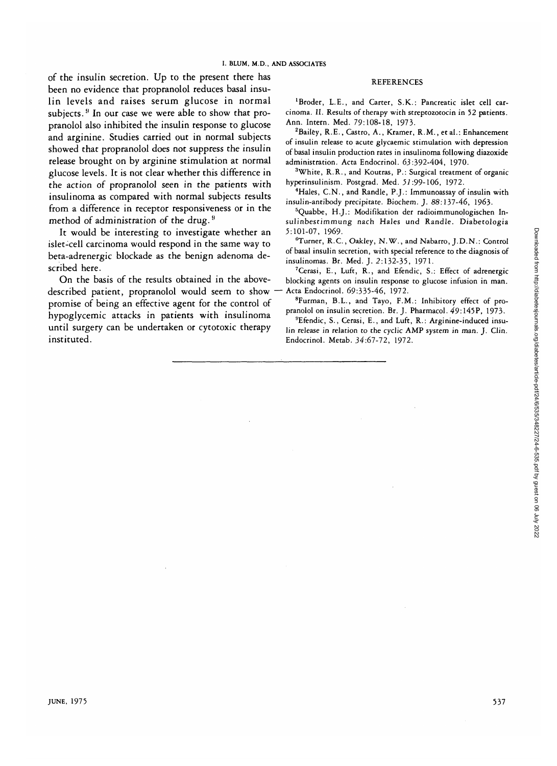of the insulin secretion. Up to the present there has been no evidence that propranolol reduces basal insulin levels and raises serum glucose in normal subjects.[9] In our case we were able to show that propranolol also inhibited the insulin response to glucose and arginine. Studies carried out in normal subjects showed that propranolol does not suppress the insulin release brought on by arginine stimulation at normal glucose levels. It is not clear whether this difference in the action of propranolol seen in the patients with insulinoma as compared with normal subjects results from a difference in receptor responsiveness or in the method of administration of the drug.[9]

It would be interesting to investigate whether an islet-cell carcinoma would respond in the same way to beta-adrenergic blockade as the benign adenoma described here.

On the basis of the results obtained in the above-described patient, propranolol would seem to show promise of being an effective agent for the control of hypoglycemic attacks in patients with insulinoma until surgery can be undertaken or cytotoxic therapy instituted.

## REFERENCES

[1] Broder, L.E., and Carter, S.K.: Pancreatic islet cell carcinoma. II. Results of therapy with streptozotocin in 52 patients. Ann. Intern. Med. *79*:108-18, 1973.

[2] Bailey, R.E., Castro, A., Kramer, R.M., et al.: Enhancement of insulin release to acute glycaemic stimulation with depression of basal insulin production rates in insulinoma following diazoxide administration. Acta Endocrinol. *63*:392-404, 1970.

[3] White, R.R., and Koutras, P.: Surgical treatment of organic hyperinsulinism. Postgrad. Med. *51*:99-106, 1972.

[4] Hales, C.N., and Randle, P.J.: Immunoassay of insulin with insulin-antibody precipitate. Biochem. J. *88*:137-46, 1963.

[5] Quabbe, H.J.: Modifikation der radioimmunologischen Insulinbestimmung nach Hales und Randle. Diabetologia *5*:101-07, 1969.

[6] Turner, R.C., Oakley, N.W., and Nabarro, J.D.N.: Control of basal insulin secretion, with special reference to the diagnosis of insulinomas. Br. Med. J. *2*:132-35, 1971.

[7] Cerasi, E., Luft, R., and Efendic, S.: Effect of adrenergic blocking agents on insulin response to glucose infusion in man. Acta Endocrinol. *69*:335-46, 1972.

[8] Furman, B.L., and Tayo, F.M.: Inhibitory effect of propranolol on insulin secretion. Br. J. Pharmacol. *49*:145P, 1973.

[9] Efendic, S., Cerasi, E., and Luft, R.: Arginine-induced insulin release in relation to the cyclic AMP system in man. J. Clin. Endocrinol. Metab. *34*:67-72, 1972.